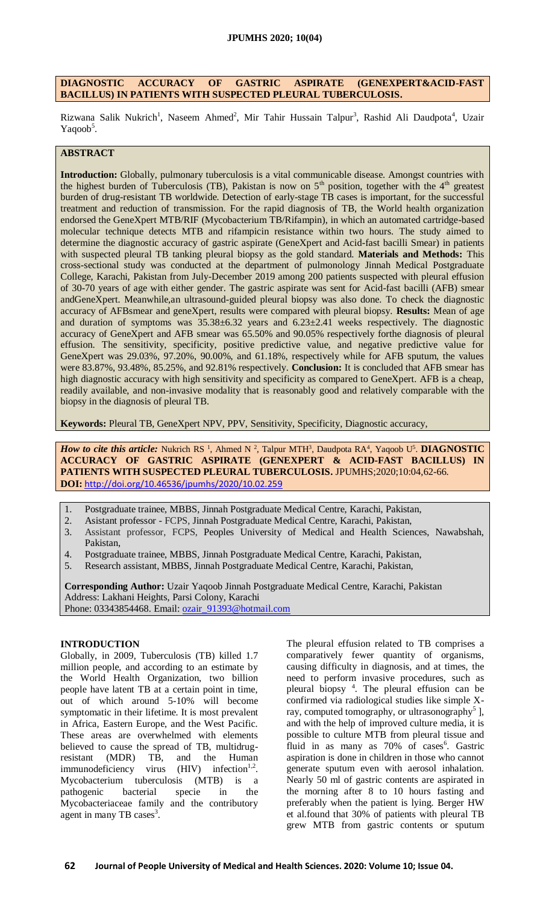# DIAGNOSTIC ACCURACY OF GASTRIC ASPIRATE (GENEXPERT&ACID-FAST BACILLUS) IN PATIENTS WITH SUSPECTED PLEURAL TUBERCULOSIS.

Rizwana Salik Nukrich[1], Naseem Ahmed[2], Mir Tahir Hussain Talpur[3], Rashid Ali Daudpota[4], Uzair Yaqoob[5].

## ABSTRACT

**Introduction:** Globally, pulmonary tuberculosis is a vital communicable disease. Amongst countries with the highest burden of Tuberculosis (TB), Pakistan is now on 5th position, together with the 4th greatest burden of drug-resistant TB worldwide. Detection of early-stage TB cases is important, for the successful treatment and reduction of transmission. For the rapid diagnosis of TB, the World health organization endorsed the GeneXpert MTB/RIF (Mycobacterium TB/Rifampin), in which an automated cartridge-based molecular technique detects MTB and rifampicin resistance within two hours. The study aimed to determine the diagnostic accuracy of gastric aspirate (GeneXpert and Acid-fast bacilli Smear) in patients with suspected pleural TB tanking pleural biopsy as the gold standard. **Materials and Methods:** This cross-sectional study was conducted at the department of pulmonology Jinnah Medical Postgraduate College, Karachi, Pakistan from July-December 2019 among 200 patients suspected with pleural effusion of 30-70 years of age with either gender. The gastric aspirate was sent for Acid-fast bacilli (AFB) smear andGeneXpert. Meanwhile,an ultrasound-guided pleural biopsy was also done. To check the diagnostic accuracy of AFBsmear and geneXpert, results were compared with pleural biopsy. **Results:** Mean of age and duration of symptoms was 35.38±6.32 years and 6.23±2.41 weeks respectively. The diagnostic accuracy of GeneXpert and AFB smear was 65.50% and 90.05% respectively forthe diagnosis of pleural effusion. The sensitivity, specificity, positive predictive value, and negative predictive value for GeneXpert was 29.03%, 97.20%, 90.00%, and 61.18%, respectively while for AFB sputum, the values were 83.87%, 93.48%, 85.25%, and 92.81% respectively. **Conclusion:** It is concluded that AFB smear has high diagnostic accuracy with high sensitivity and specificity as compared to GeneXpert. AFB is a cheap, readily available, and non-invasive modality that is reasonably good and relatively comparable with the biopsy in the diagnosis of pleural TB.

**Keywords:** Pleural TB, GeneXpert NPV, PPV, Sensitivity, Specificity, Diagnostic accuracy,

***How to cite this article:*** Nukrich RS [1], Ahmed N [2], Talpur MTH[3], Daudpota RA[4], Yaqoob U[5]. **DIAGNOSTIC ACCURACY OF GASTRIC ASPIRATE (GENEXPERT & ACID-FAST BACILLUS) IN PATIENTS WITH SUSPECTED PLEURAL TUBERCULOSIS.** JPUMHS;2020;10:04,62-66.
**DOI:** http://doi.org/10.46536/jpumhs/2020/10.02.259

1. Postgraduate trainee, MBBS, Jinnah Postgraduate Medical Centre, Karachi, Pakistan,
2. Asistant professor - FCPS, Jinnah Postgraduate Medical Centre, Karachi, Pakistan,
3. Assistant professor, FCPS, Peoples University of Medical and Health Sciences, Nawabshah, Pakistan,
4. Postgraduate trainee, MBBS, Jinnah Postgraduate Medical Centre, Karachi, Pakistan,
5. Research assistant, MBBS, Jinnah Postgraduate Medical Centre, Karachi, Pakistan,

**Corresponding Author:** Uzair Yaqoob Jinnah Postgraduate Medical Centre, Karachi, Pakistan
Address: Lakhani Heights, Parsi Colony, Karachi
Phone: 03343854468. Email: ozair_91393@hotmail.com

## INTRODUCTION

Globally, in 2009, Tuberculosis (TB) killed 1.7 million people, and according to an estimate by the World Health Organization, two billion people have latent TB at a certain point in time, out of which around 5-10% will become symptomatic in their lifetime. It is most prevalent in Africa, Eastern Europe, and the West Pacific. These areas are overwhelmed with elements believed to cause the spread of TB, multidrug-resistant (MDR) TB, and the Human immunodeficiency virus (HIV) infection[1,2]. Mycobacterium tuberculosis (MTB) is a pathogenic bacterial specie in the Mycobacteriaceae family and the contributory agent in many TB cases[3].

The pleural effusion related to TB comprises a comparatively fewer quantity of organisms, causing difficulty in diagnosis, and at times, the need to perform invasive procedures, such as pleural biopsy [4]. The pleural effusion can be confirmed via radiological studies like simple X-ray, computed tomography, or ultrasonography[5] ], and with the help of improved culture media, it is possible to culture MTB from pleural tissue and fluid in as many as 70% of cases[6]. Gastric aspiration is done in children in those who cannot generate sputum even with aerosol inhalation. Nearly 50 ml of gastric contents are aspirated in the morning after 8 to 10 hours fasting and preferably when the patient is lying. Berger HW et al.found that 30% of patients with pleural TB grew MTB from gastric contents or sputum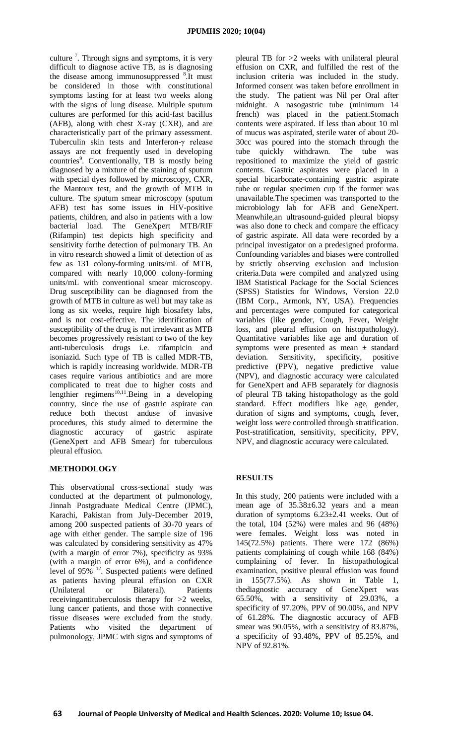culture [7]. Through signs and symptoms, it is very difficult to diagnose active TB, as is diagnosing the disease among immunosuppressed [8]. It must be considered in those with constitutional symptoms lasting for at least two weeks along with the signs of lung disease. Multiple sputum cultures are performed for this acid-fast bacillus (AFB), along with chest X-ray (CXR), and are characteristically part of the primary assessment. Tuberculin skin tests and Interferon-γ release assays are not frequently used in developing countries[9]. Conventionally, TB is mostly being diagnosed by a mixture of the staining of sputum with special dyes followed by microscopy, CXR, the Mantoux test, and the growth of MTB in culture. The sputum smear microscopy (sputum AFB) test has some issues in HIV-positive patients, children, and also in patients with a low bacterial load. The GeneXpert MTB/RIF (Rifampin) test depicts high specificity and sensitivity forthe detection of pulmonary TB. An in vitro research showed a limit of detection of as few as 131 colony-forming units/mL of MTB, compared with nearly 10,000 colony-forming units/mL with conventional smear microscopy. Drug susceptibility can be diagnosed from the growth of MTB in culture as well but may take as long as six weeks, require high biosafety labs, and is not cost-effective. The identification of susceptibility of the drug is not irrelevant as MTB becomes progressively resistant to two of the key anti-tuberculosis drugs i.e. rifampicin and isoniazid. Such type of TB is called MDR-TB, which is rapidly increasing worldwide. MDR-TB cases require various antibiotics and are more complicated to treat due to higher costs and lengthier regimens[10,11]. Being in a developing country, since the use of gastric aspirate can reduce both thecost anduse of invasive procedures, this study aimed to determine the diagnostic accuracy of gastric aspirate (GeneXpert and AFB Smear) for tuberculous pleural effusion.

## METHODOLOGY

This observational cross-sectional study was conducted at the department of pulmonology, Jinnah Postgraduate Medical Centre (JPMC), Karachi, Pakistan from July-December 2019, among 200 suspected patients of 30-70 years of age with either gender. The sample size of 196 was calculated by considering sensitivity as 47% (with a margin of error 7%), specificity as 93% (with a margin of error 6%), and a confidence level of 95% [12]. Suspected patients were defined as patients having pleural effusion on CXR (Unilateral or Bilateral). Patients receivingantituberculosis therapy for >2 weeks, lung cancer patients, and those with connective tissue diseases were excluded from the study. Patients who visited the department of pulmonology, JPMC with signs and symptoms of pleural TB for >2 weeks with unilateral pleural effusion on CXR, and fulfilled the rest of the inclusion criteria was included in the study. Informed consent was taken before enrollment in the study. The patient was Nil per Oral after midnight. A nasogastric tube (minimum 14 french) was placed in the patient.Stomach contents were aspirated. If less than about 10 ml of mucus was aspirated, sterile water of about 20-30cc was poured into the stomach through the tube quickly withdrawn. The tube was repositioned to maximize the yield of gastric contents. Gastric aspirates were placed in a special bicarbonate-containing gastric aspirate tube or regular specimen cup if the former was unavailable.The specimen was transported to the microbiology lab for AFB and GeneXpert. Meanwhile,an ultrasound-guided pleural biopsy was also done to check and compare the efficacy of gastric aspirate. All data were recorded by a principal investigator on a predesigned proforma. Confounding variables and biases were controlled by strictly observing exclusion and inclusion criteria.Data were compiled and analyzed using IBM Statistical Package for the Social Sciences (SPSS) Statistics for Windows, Version 22.0 (IBM Corp., Armonk, NY, USA). Frequencies and percentages were computed for categorical variables (like gender, Cough, Fever, Weight loss, and pleural effusion on histopathology). Quantitative variables like age and duration of symptoms were presented as mean ± standard deviation. Sensitivity, specificity, positive predictive value (PPV), negative predictive value (NPV), and diagnostic accuracy were calculated for GeneXpert and AFB separately for diagnosis of pleural TB taking histopathology as the gold standard. Effect modifiers like age, gender, duration of signs and symptoms, cough, fever, weight loss were controlled through stratification. Post-stratification, sensitivity, specificity, PPV, NPV, and diagnostic accuracy were calculated.

## RESULTS

In this study, 200 patients were included with a mean age of 35.38±6.32 years and a mean duration of symptoms 6.23±2.41 weeks. Out of the total, 104 (52%) were males and 96 (48%) were females. Weight loss was noted in 145(72.5%) patients. There were 172 (86%) patients complaining of cough while 168 (84%) complaining of fever. In histopathological examination, positive pleural effusion was found in 155(77.5%). As shown in Table 1, thediagnostic accuracy of GeneXpert was 65.50%, with a sensitivity of 29.03%, a specificity of 97.20%, PPV of 90.00%, and NPV of 61.28%. The diagnostic accuracy of AFB smear was 90.05%, with a sensitivity of 83.87%, a specificity of 93.48%, PPV of 85.25%, and NPV of 92.81%.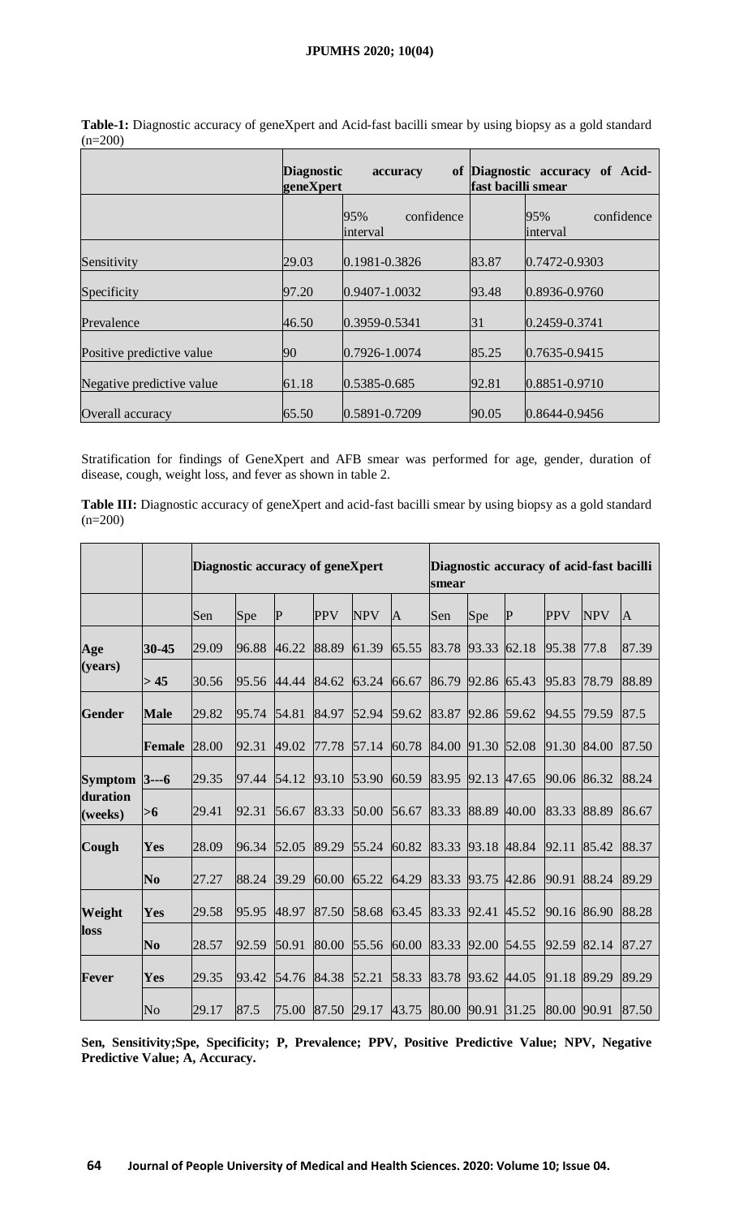**Table-1:** Diagnostic accuracy of geneXpert and Acid-fast bacilli smear by using biopsy as a gold standard (n=200)

| | Diagnostic accuracy of geneXpert | | Diagnostic accuracy of Acid-fast bacilli smear | |
|---|---|---|---|---|
| | | 95% confidence interval | | 95% confidence interval |
| Sensitivity | 29.03 | 0.1981-0.3826 | 83.87 | 0.7472-0.9303 |
| Specificity | 97.20 | 0.9407-1.0032 | 93.48 | 0.8936-0.9760 |
| Prevalence | 46.50 | 0.3959-0.5341 | 31 | 0.2459-0.3741 |
| Positive predictive value | 90 | 0.7926-1.0074 | 85.25 | 0.7635-0.9415 |
| Negative predictive value | 61.18 | 0.5385-0.685 | 92.81 | 0.8851-0.9710 |
| Overall accuracy | 65.50 | 0.5891-0.7209 | 90.05 | 0.8644-0.9456 |

Stratification for findings of GeneXpert and AFB smear was performed for age, gender, duration of disease, cough, weight loss, and fever as shown in table 2.

**Table III:** Diagnostic accuracy of geneXpert and acid-fast bacilli smear by using biopsy as a gold standard (n=200)

| | | Diagnostic accuracy of geneXpert | | | | | | Diagnostic accuracy of acid-fast bacilli smear | | | | | |
|---|---|---|---|---|---|---|---|---|---|---|---|---|---|
| | | Sen | Spe | P | PPV | NPV | A | Sen | Spe | P | PPV | NPV | A |
| **Age (years)** | **30-45** | 29.09 | 96.88 | 46.22 | 88.89 | 61.39 | 65.55 | 83.78 | 93.33 | 62.18 | 95.38 | 77.8 | 87.39 |
| | **> 45** | 30.56 | 95.56 | 44.44 | 84.62 | 63.24 | 66.67 | 86.79 | 92.86 | 65.43 | 95.83 | 78.79 | 88.89 |
| **Gender** | **Male** | 29.82 | 95.74 | 54.81 | 84.97 | 52.94 | 59.62 | 83.87 | 92.86 | 59.62 | 94.55 | 79.59 | 87.5 |
| | **Female** | 28.00 | 92.31 | 49.02 | 77.78 | 57.14 | 60.78 | 84.00 | 91.30 | 52.08 | 91.30 | 84.00 | 87.50 |
| **Symptom duration (weeks)** | **3---6** | 29.35 | 97.44 | 54.12 | 93.10 | 53.90 | 60.59 | 83.95 | 92.13 | 47.65 | 90.06 | 86.32 | 88.24 |
| | **>6** | 29.41 | 92.31 | 56.67 | 83.33 | 50.00 | 56.67 | 83.33 | 88.89 | 40.00 | 83.33 | 88.89 | 86.67 |
| **Cough** | **Yes** | 28.09 | 96.34 | 52.05 | 89.29 | 55.24 | 60.82 | 83.33 | 93.18 | 48.84 | 92.11 | 85.42 | 88.37 |
| | **No** | 27.27 | 88.24 | 39.29 | 60.00 | 65.22 | 64.29 | 83.33 | 93.75 | 42.86 | 90.91 | 88.24 | 89.29 |
| **Weight loss** | **Yes** | 29.58 | 95.95 | 48.97 | 87.50 | 58.68 | 63.45 | 83.33 | 92.41 | 45.52 | 90.16 | 86.90 | 88.28 |
| | **No** | 28.57 | 92.59 | 50.91 | 80.00 | 55.56 | 60.00 | 83.33 | 92.00 | 54.55 | 92.59 | 82.14 | 87.27 |
| **Fever** | **Yes** | 29.35 | 93.42 | 54.76 | 84.38 | 52.21 | 58.33 | 83.78 | 93.62 | 44.05 | 91.18 | 89.29 | 89.29 |
| | No | 29.17 | 87.5 | 75.00 | 87.50 | 29.17 | 43.75 | 80.00 | 90.91 | 31.25 | 80.00 | 90.91 | 87.50 |

**Sen, Sensitivity;Spe, Specificity; P, Prevalence; PPV, Positive Predictive Value; NPV, Negative Predictive Value; A, Accuracy.**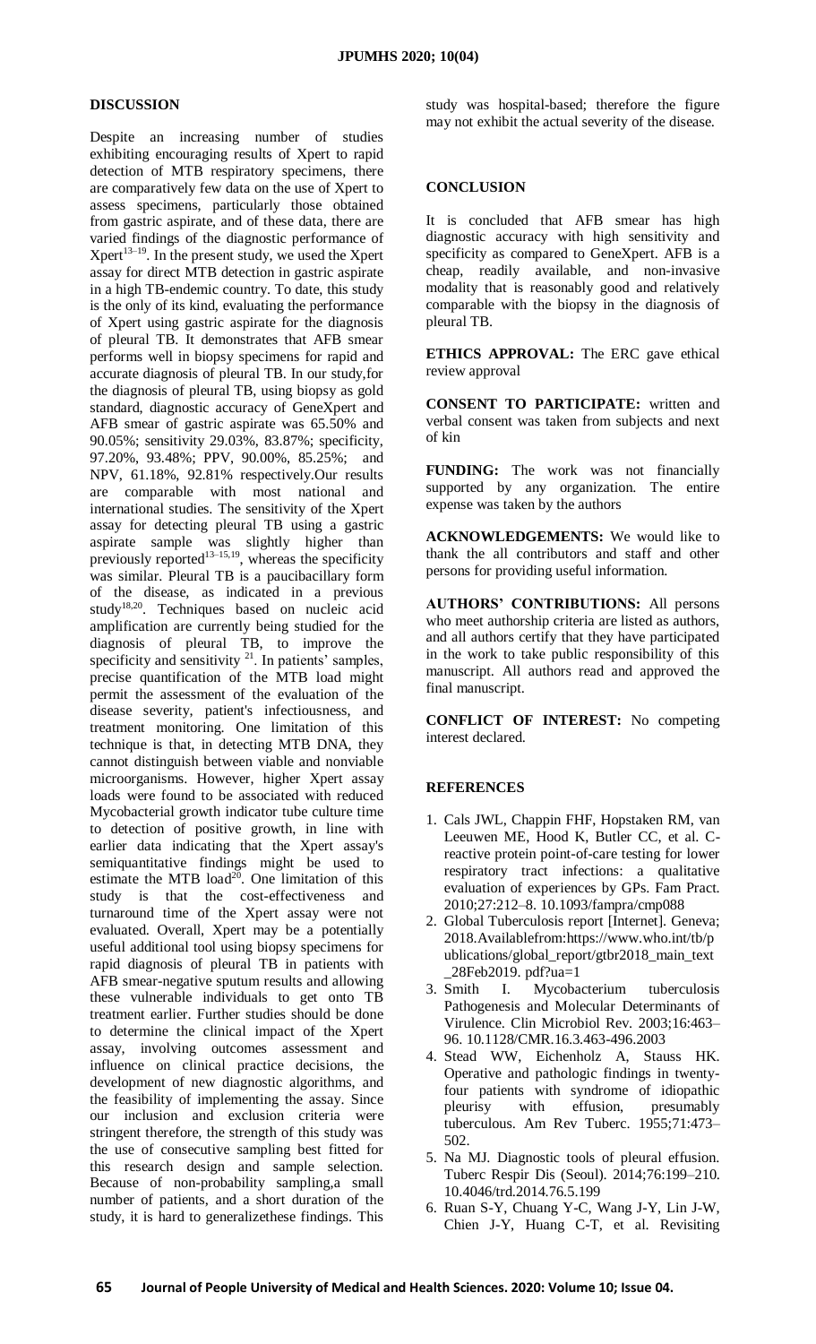## DISCUSSION

Despite an increasing number of studies exhibiting encouraging results of Xpert to rapid detection of MTB respiratory specimens, there are comparatively few data on the use of Xpert to assess specimens, particularly those obtained from gastric aspirate, and of these data, there are varied findings of the diagnostic performance of Xpert[13–19]. In the present study, we used the Xpert assay for direct MTB detection in gastric aspirate in a high TB-endemic country. To date, this study is the only of its kind, evaluating the performance of Xpert using gastric aspirate for the diagnosis of pleural TB. It demonstrates that AFB smear performs well in biopsy specimens for rapid and accurate diagnosis of pleural TB. In our study,for the diagnosis of pleural TB, using biopsy as gold standard, diagnostic accuracy of GeneXpert and AFB smear of gastric aspirate was 65.50% and 90.05%; sensitivity 29.03%, 83.87%; specificity, 97.20%, 93.48%; PPV, 90.00%, 85.25%; and NPV, 61.18%, 92.81% respectively.Our results are comparable with most national and international studies. The sensitivity of the Xpert assay for detecting pleural TB using a gastric aspirate sample was slightly higher than previously reported[13–15,19], whereas the specificity was similar. Pleural TB is a paucibacillary form of the disease, as indicated in a previous study[18,20]. Techniques based on nucleic acid amplification are currently being studied for the diagnosis of pleural TB, to improve the specificity and sensitivity [21]. In patients' samples, precise quantification of the MTB load might permit the assessment of the evaluation of the disease severity, patient's infectiousness, and treatment monitoring. One limitation of this technique is that, in detecting MTB DNA, they cannot distinguish between viable and nonviable microorganisms. However, higher Xpert assay loads were found to be associated with reduced Mycobacterial growth indicator tube culture time to detection of positive growth, in line with earlier data indicating that the Xpert assay's semiquantitative findings might be used to estimate the MTB load[20]. One limitation of this study is that the cost-effectiveness and turnaround time of the Xpert assay were not evaluated. Overall, Xpert may be a potentially useful additional tool using biopsy specimens for rapid diagnosis of pleural TB in patients with AFB smear-negative sputum results and allowing these vulnerable individuals to get onto TB treatment earlier. Further studies should be done to determine the clinical impact of the Xpert assay, involving outcomes assessment and influence on clinical practice decisions, the development of new diagnostic algorithms, and the feasibility of implementing the assay. Since our inclusion and exclusion criteria were stringent therefore, the strength of this study was the use of consecutive sampling best fitted for this research design and sample selection. Because of non-probability sampling,a small number of patients, and a short duration of the study, it is hard to generalizethese findings. This study was hospital-based; therefore the figure may not exhibit the actual severity of the disease.

## CONCLUSION

It is concluded that AFB smear has high diagnostic accuracy with high sensitivity and specificity as compared to GeneXpert. AFB is a cheap, readily available, and non-invasive modality that is reasonably good and relatively comparable with the biopsy in the diagnosis of pleural TB.

**ETHICS APPROVAL:** The ERC gave ethical review approval

**CONSENT TO PARTICIPATE:** written and verbal consent was taken from subjects and next of kin

**FUNDING:** The work was not financially supported by any organization. The entire expense was taken by the authors

**ACKNOWLEDGEMENTS:** We would like to thank the all contributors and staff and other persons for providing useful information.

**AUTHORS' CONTRIBUTIONS:** All persons who meet authorship criteria are listed as authors, and all authors certify that they have participated in the work to take public responsibility of this manuscript. All authors read and approved the final manuscript.

**CONFLICT OF INTEREST:** No competing interest declared.

## REFERENCES

1. Cals JWL, Chappin FHF, Hopstaken RM, van Leeuwen ME, Hood K, Butler CC, et al. C-reactive protein point-of-care testing for lower respiratory tract infections: a qualitative evaluation of experiences by GPs. Fam Pract. 2010;27:212–8. 10.1093/fampra/cmp088
2. Global Tuberculosis report [Internet]. Geneva; 2018.Availablefrom:https://www.who.int/tb/publications/global_report/gtbr2018_main_text_28Feb2019. pdf?ua=1
3. Smith I. Mycobacterium tuberculosis Pathogenesis and Molecular Determinants of Virulence. Clin Microbiol Rev. 2003;16:463–96. 10.1128/CMR.16.3.463-496.2003
4. Stead WW, Eichenholz A, Stauss HK. Operative and pathologic findings in twenty-four patients with syndrome of idiopathic pleurisy with effusion, presumably tuberculous. Am Rev Tuberc. 1955;71:473–502.
5. Na MJ. Diagnostic tools of pleural effusion. Tuberc Respir Dis (Seoul). 2014;76:199–210. 10.4046/trd.2014.76.5.199
6. Ruan S-Y, Chuang Y-C, Wang J-Y, Lin J-W, Chien J-Y, Huang C-T, et al. Revisiting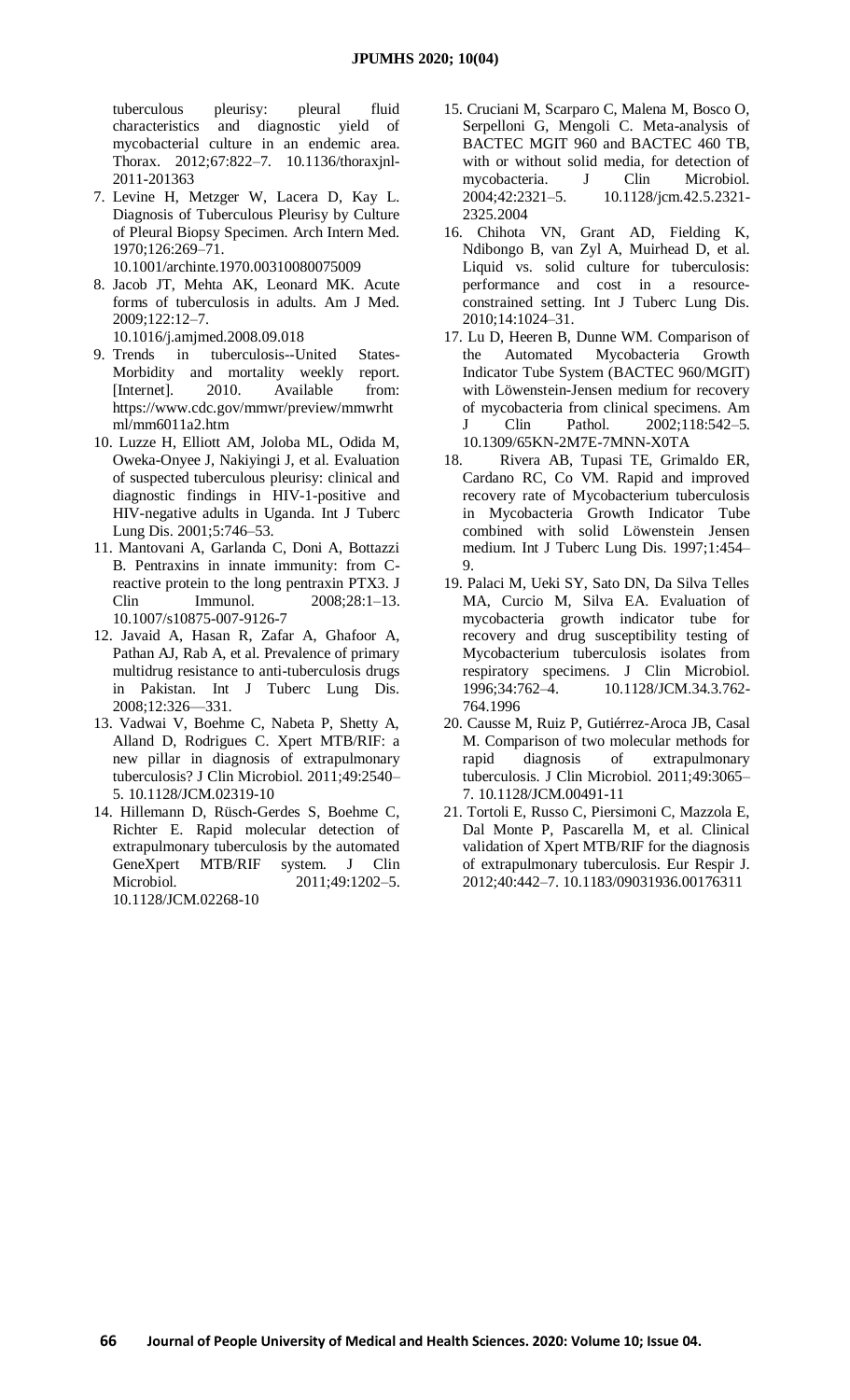tuberculous pleurisy: pleural fluid characteristics and diagnostic yield of mycobacterial culture in an endemic area. Thorax. 2012;67:822–7. 10.1136/thoraxjnl-2011-201363

7. Levine H, Metzger W, Lacera D, Kay L. Diagnosis of Tuberculous Pleurisy by Culture of Pleural Biopsy Specimen. Arch Intern Med. 1970;126:269–71. 10.1001/archinte.1970.00310080075009
8. Jacob JT, Mehta AK, Leonard MK. Acute forms of tuberculosis in adults. Am J Med. 2009;122:12–7. 10.1016/j.amjmed.2008.09.018
9. Trends in tuberculosis--United States-Morbidity and mortality weekly report. [Internet]. 2010. Available from: https://www.cdc.gov/mmwr/preview/mmwrhtml/mm6011a2.htm
10. Lutze H, Elliott AM, Joloba ML, Odida M, Oweka-Onyee J, Nakiyingi J, et al. Evaluation of suspected tuberculous pleurisy: clinical and diagnostic findings in HIV-1-positive and HIV-negative adults in Uganda. Int J Tuberc Lung Dis. 2001;5:746–53.
11. Mantovani A, Garlanda C, Doni A, Bottazzi B. Pentraxins in innate immunity: from C-reactive protein to the long pentraxin PTX3. J Clin Immunol. 2008;28:1–13. 10.1007/s10875-007-9126-7
12. Javaid A, Hasan R, Zafar A, Ghafoor A, Pathan AJ, Rab A, et al. Prevalence of primary multidrug resistance to anti-tuberculosis drugs in Pakistan. Int J Tuberc Lung Dis. 2008;12:326—331.
13. Vadwai V, Boehme C, Nabeta P, Shetty A, Alland D, Rodrigues C. Xpert MTB/RIF: a new pillar in diagnosis of extrapulmonary tuberculosis? J Clin Microbiol. 2011;49:2540–5. 10.1128/JCM.02319-10
14. Hillemann D, Rüsch-Gerdes S, Boehme C, Richter E. Rapid molecular detection of extrapulmonary tuberculosis by the automated GeneXpert MTB/RIF system. J Clin Microbiol. 2011;49:1202–5. 10.1128/JCM.02268-10
15. Cruciani M, Scarparo C, Malena M, Bosco O, Serpelloni G, Mengoli C. Meta-analysis of BACTEC MGIT 960 and BACTEC 460 TB, with or without solid media, for detection of mycobacteria. J Clin Microbiol. 2004;42:2321–5. 10.1128/jcm.42.5.2321-2325.2004
16. Chihota VN, Grant AD, Fielding K, Ndibongo B, van Zyl A, Muirhead D, et al. Liquid vs. solid culture for tuberculosis: performance and cost in a resource-constrained setting. Int J Tuberc Lung Dis. 2010;14:1024–31.
17. Lu D, Heeren B, Dunne WM. Comparison of the Automated Mycobacteria Growth Indicator Tube System (BACTEC 960/MGIT) with Löwenstein-Jensen medium for recovery of mycobacteria from clinical specimens. Am J Clin Pathol. 2002;118:542–5. 10.1309/65KN-2M7E-7MNN-X0TA
18. Rivera AB, Tupasi TE, Grimaldo ER, Cardano RC, Co VM. Rapid and improved recovery rate of Mycobacterium tuberculosis in Mycobacteria Growth Indicator Tube combined with solid Löwenstein Jensen medium. Int J Tuberc Lung Dis. 1997;1:454–9.
19. Palaci M, Ueki SY, Sato DN, Da Silva Telles MA, Curcio M, Silva EA. Evaluation of mycobacteria growth indicator tube for recovery and drug susceptibility testing of Mycobacterium tuberculosis isolates from respiratory specimens. J Clin Microbiol. 1996;34:762–4. 10.1128/JCM.34.3.762-764.1996
20. Causse M, Ruiz P, Gutiérrez-Aroca JB, Casal M. Comparison of two molecular methods for rapid diagnosis of extrapulmonary tuberculosis. J Clin Microbiol. 2011;49:3065–7. 10.1128/JCM.00491-11
21. Tortoli E, Russo C, Piersimoni C, Mazzola E, Dal Monte P, Pascarella M, et al. Clinical validation of Xpert MTB/RIF for the diagnosis of extrapulmonary tuberculosis. Eur Respir J. 2012;40:442–7. 10.1183/09031936.00176311